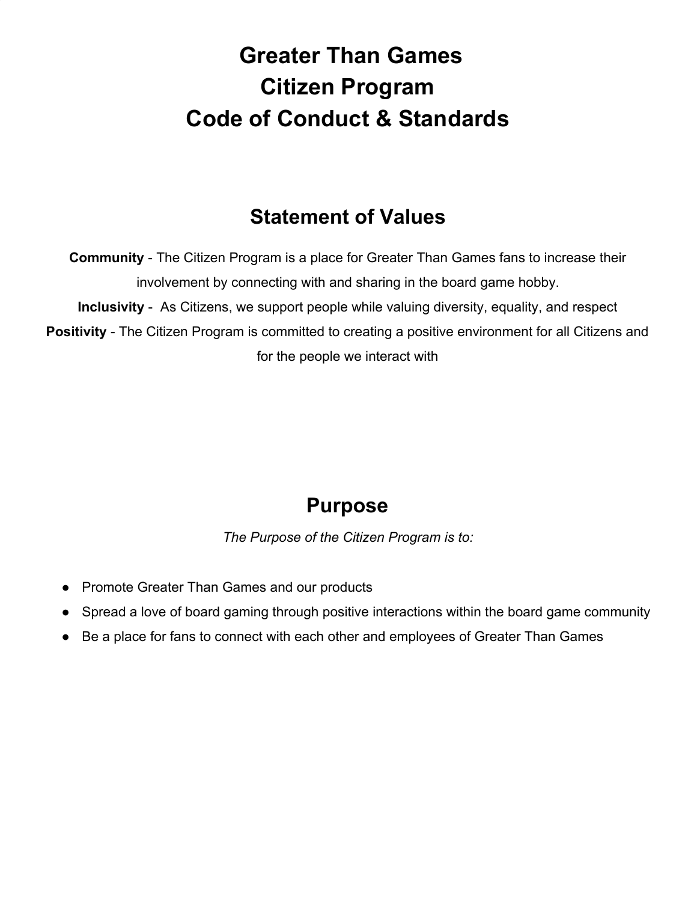# Greater Than Games
# Citizen Program
# Code of Conduct & Standards

## Statement of Values

**Community** - The Citizen Program is a place for Greater Than Games fans to increase their involvement by connecting with and sharing in the board game hobby.

**Inclusivity** - As Citizens, we support people while valuing diversity, equality, and respect

**Positivity** - The Citizen Program is committed to creating a positive environment for all Citizens and for the people we interact with

## Purpose

*The Purpose of the Citizen Program is to:*

- Promote Greater Than Games and our products
- Spread a love of board gaming through positive interactions within the board game community
- Be a place for fans to connect with each other and employees of Greater Than Games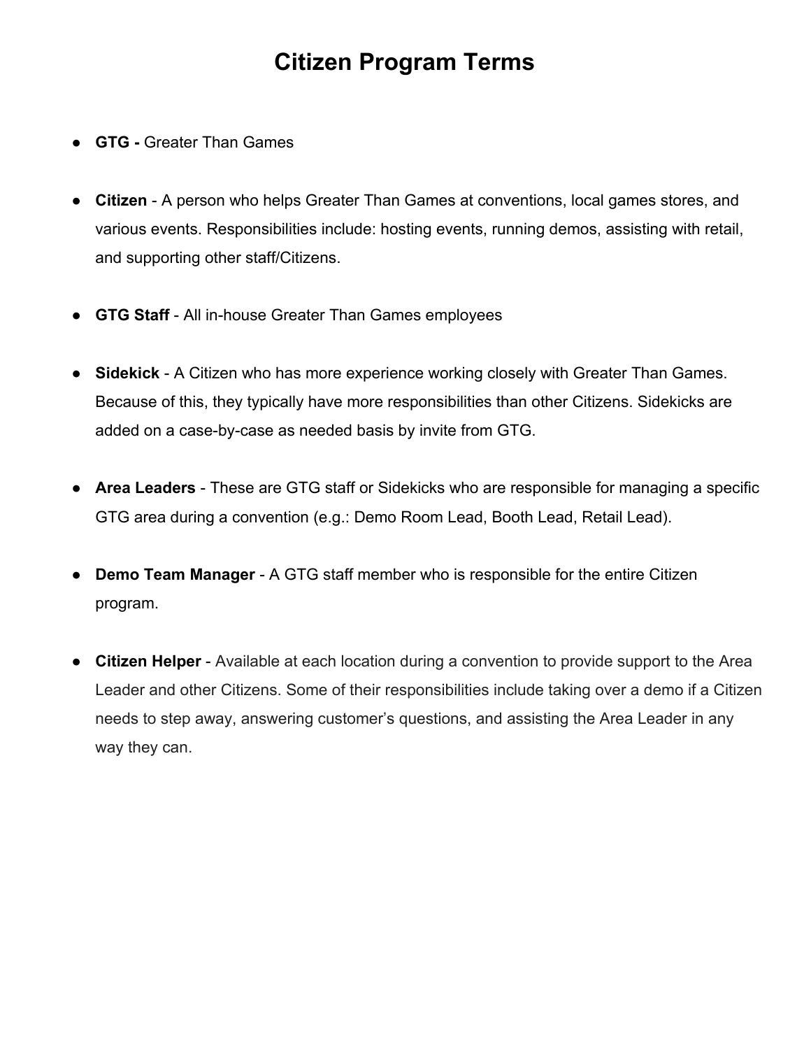# Citizen Program Terms

- **GTG -** Greater Than Games
- **Citizen** - A person who helps Greater Than Games at conventions, local games stores, and various events. Responsibilities include: hosting events, running demos, assisting with retail, and supporting other staff/Citizens.
- **GTG Staff** - All in-house Greater Than Games employees
- **Sidekick** - A Citizen who has more experience working closely with Greater Than Games. Because of this, they typically have more responsibilities than other Citizens. Sidekicks are added on a case-by-case as needed basis by invite from GTG.
- **Area Leaders** - These are GTG staff or Sidekicks who are responsible for managing a specific GTG area during a convention (e.g.: Demo Room Lead, Booth Lead, Retail Lead).
- **Demo Team Manager** - A GTG staff member who is responsible for the entire Citizen program.
- **Citizen Helper** - Available at each location during a convention to provide support to the Area Leader and other Citizens. Some of their responsibilities include taking over a demo if a Citizen needs to step away, answering customer's questions, and assisting the Area Leader in any way they can.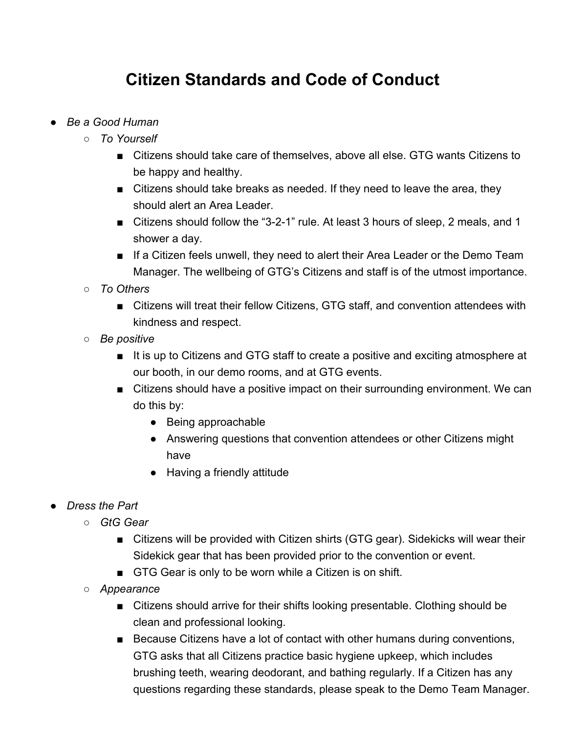# Citizen Standards and Code of Conduct

- *Be a Good Human*
  - *To Yourself*
    - Citizens should take care of themselves, above all else. GTG wants Citizens to be happy and healthy.
    - Citizens should take breaks as needed. If they need to leave the area, they should alert an Area Leader.
    - Citizens should follow the "3-2-1" rule. At least 3 hours of sleep, 2 meals, and 1 shower a day.
    - If a Citizen feels unwell, they need to alert their Area Leader or the Demo Team Manager. The wellbeing of GTG's Citizens and staff is of the utmost importance.
  - *To Others*
    - Citizens will treat their fellow Citizens, GTG staff, and convention attendees with kindness and respect.
  - *Be positive*
    - It is up to Citizens and GTG staff to create a positive and exciting atmosphere at our booth, in our demo rooms, and at GTG events.
    - Citizens should have a positive impact on their surrounding environment. We can do this by:
      - Being approachable
      - Answering questions that convention attendees or other Citizens might have
      - Having a friendly attitude

- *Dress the Part*
  - *GtG Gear*
    - Citizens will be provided with Citizen shirts (GTG gear). Sidekicks will wear their Sidekick gear that has been provided prior to the convention or event.
    - GTG Gear is only to be worn while a Citizen is on shift.
  - *Appearance*
    - Citizens should arrive for their shifts looking presentable. Clothing should be clean and professional looking.
    - Because Citizens have a lot of contact with other humans during conventions, GTG asks that all Citizens practice basic hygiene upkeep, which includes brushing teeth, wearing deodorant, and bathing regularly. If a Citizen has any questions regarding these standards, please speak to the Demo Team Manager.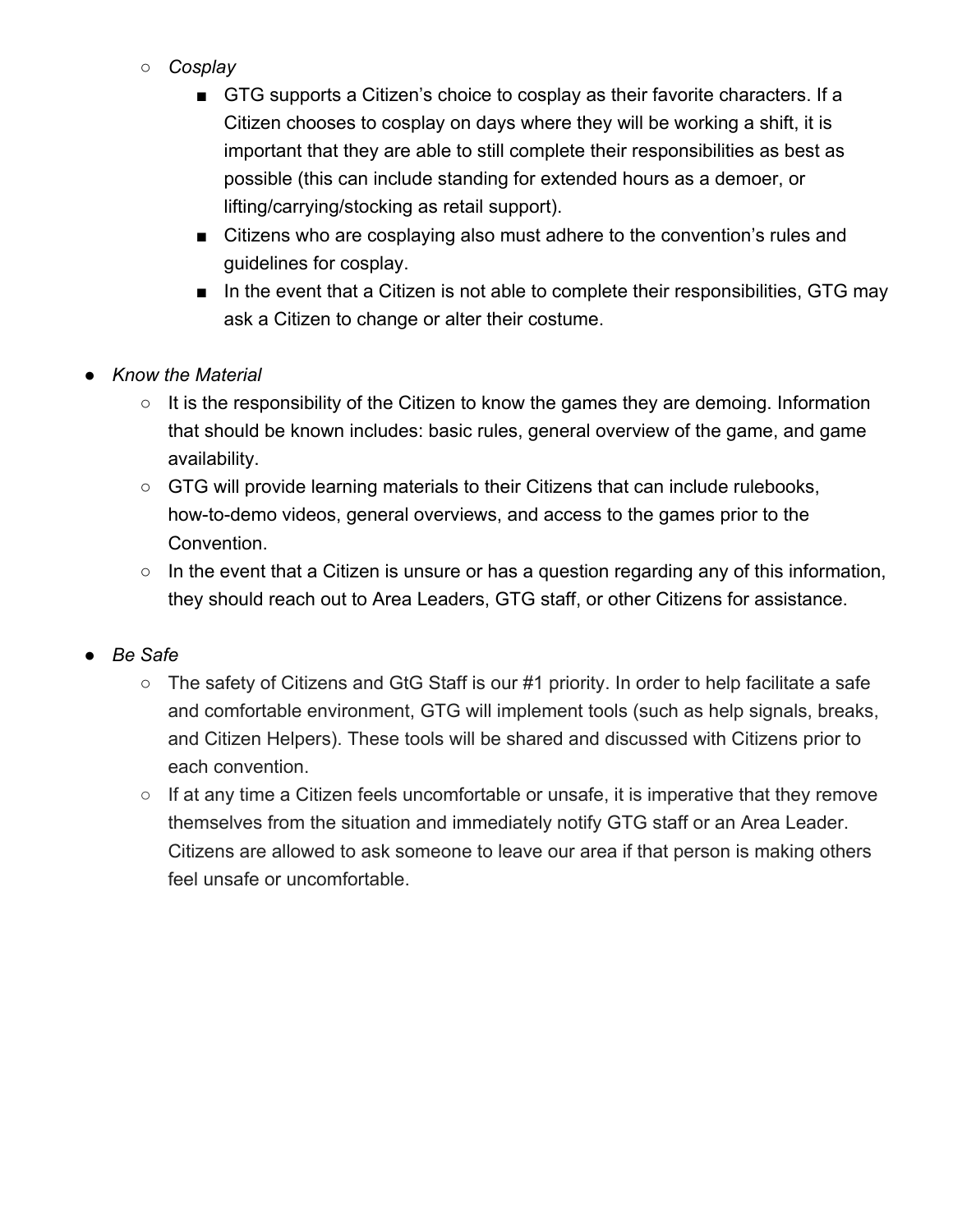- *Cosplay*
    - GTG supports a Citizen's choice to cosplay as their favorite characters. If a Citizen chooses to cosplay on days where they will be working a shift, it is important that they are able to still complete their responsibilities as best as possible (this can include standing for extended hours as a demoer, or lifting/carrying/stocking as retail support).
    - Citizens who are cosplaying also must adhere to the convention's rules and guidelines for cosplay.
    - In the event that a Citizen is not able to complete their responsibilities, GTG may ask a Citizen to change or alter their costume.

- *Know the Material*
  - It is the responsibility of the Citizen to know the games they are demoing. Information that should be known includes: basic rules, general overview of the game, and game availability.
  - GTG will provide learning materials to their Citizens that can include rulebooks, how-to-demo videos, general overviews, and access to the games prior to the Convention.
  - In the event that a Citizen is unsure or has a question regarding any of this information, they should reach out to Area Leaders, GTG staff, or other Citizens for assistance.

- *Be Safe*
  - The safety of Citizens and GtG Staff is our #1 priority. In order to help facilitate a safe and comfortable environment, GTG will implement tools (such as help signals, breaks, and Citizen Helpers). These tools will be shared and discussed with Citizens prior to each convention.
  - If at any time a Citizen feels uncomfortable or unsafe, it is imperative that they remove themselves from the situation and immediately notify GTG staff or an Area Leader. Citizens are allowed to ask someone to leave our area if that person is making others feel unsafe or uncomfortable.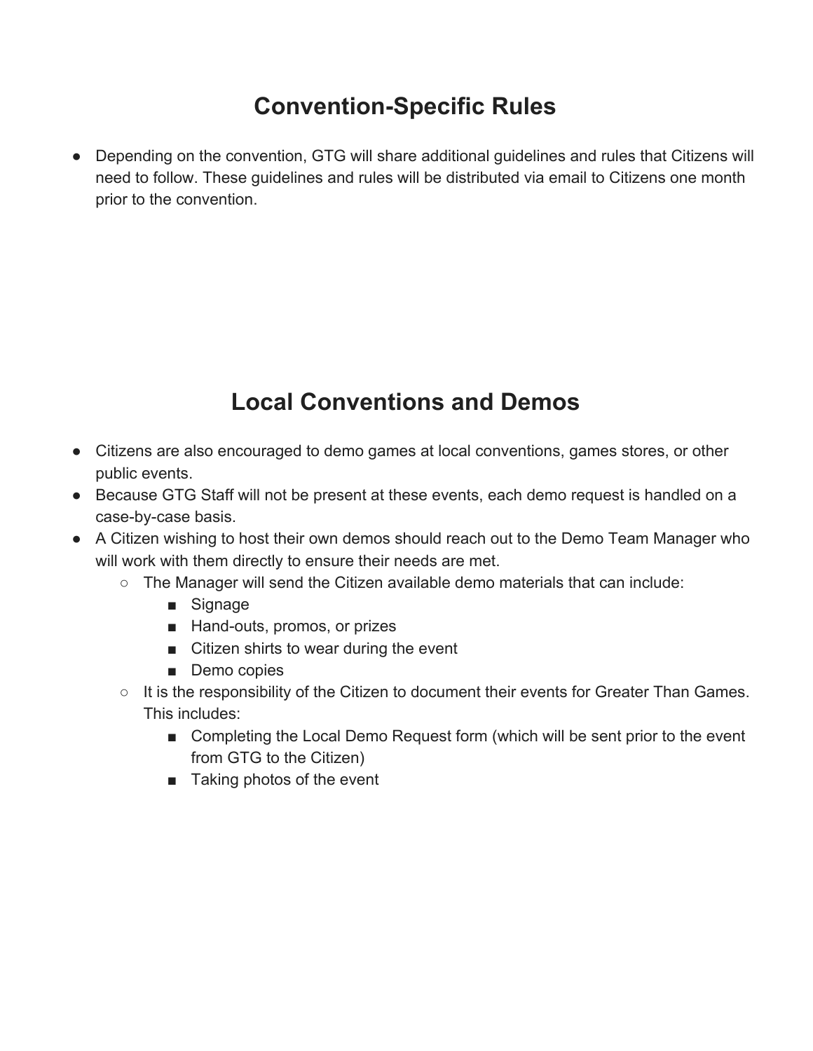# Convention-Specific Rules

- Depending on the convention, GTG will share additional guidelines and rules that Citizens will need to follow. These guidelines and rules will be distributed via email to Citizens one month prior to the convention.

# Local Conventions and Demos

- Citizens are also encouraged to demo games at local conventions, games stores, or other public events.
- Because GTG Staff will not be present at these events, each demo request is handled on a case-by-case basis.
- A Citizen wishing to host their own demos should reach out to the Demo Team Manager who will work with them directly to ensure their needs are met.
  - The Manager will send the Citizen available demo materials that can include:
    - Signage
    - Hand-outs, promos, or prizes
    - Citizen shirts to wear during the event
    - Demo copies
  - It is the responsibility of the Citizen to document their events for Greater Than Games. This includes:
    - Completing the Local Demo Request form (which will be sent prior to the event from GTG to the Citizen)
    - Taking photos of the event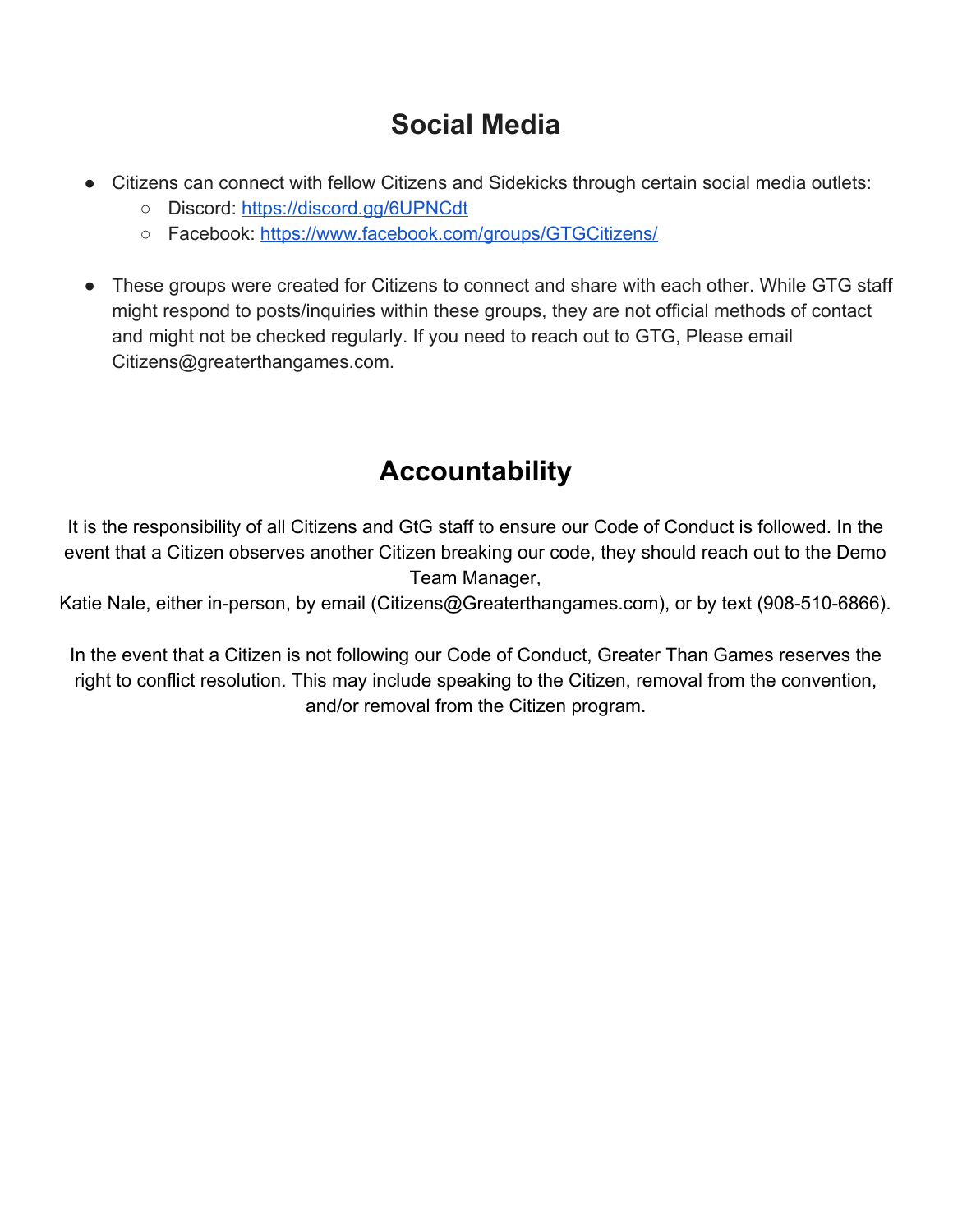## Social Media

- Citizens can connect with fellow Citizens and Sidekicks through certain social media outlets:
  - Discord: [https://discord.gg/6UPNCdt](https://discord.gg/6UPNCdt)
  - Facebook: [https://www.facebook.com/groups/GTGCitizens/](https://www.facebook.com/groups/GTGCitizens/)

- These groups were created for Citizens to connect and share with each other. While GTG staff might respond to posts/inquiries within these groups, they are not official methods of contact and might not be checked regularly. If you need to reach out to GTG, Please email Citizens@greaterthangames.com.

## Accountability

It is the responsibility of all Citizens and GtG staff to ensure our Code of Conduct is followed. In the event that a Citizen observes another Citizen breaking our code, they should reach out to the Demo Team Manager,
Katie Nale, either in-person, by email (Citizens@Greaterthangames.com), or by text (908-510-6866).

In the event that a Citizen is not following our Code of Conduct, Greater Than Games reserves the right to conflict resolution. This may include speaking to the Citizen, removal from the convention, and/or removal from the Citizen program.